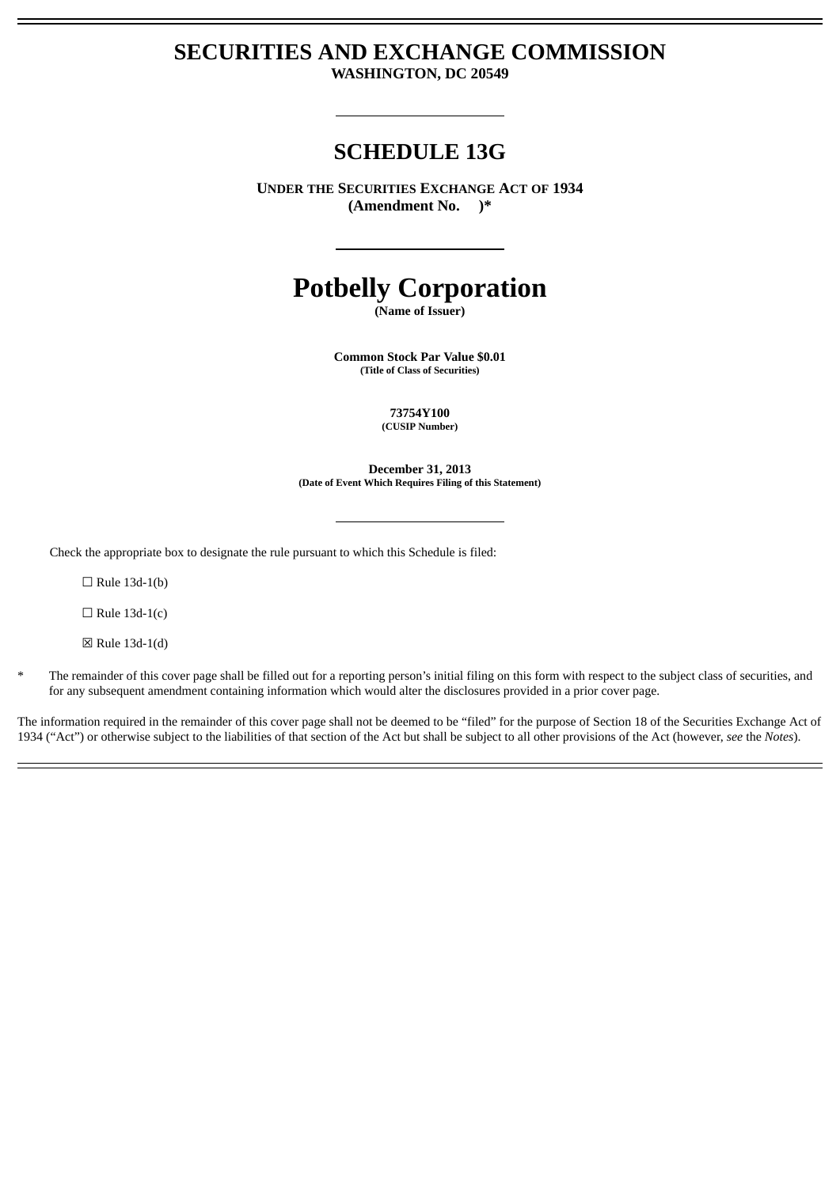# SECURITIES AND EXCHANGE COMMISSION

**WASHINGTON, DC 20549**

## SCHEDULE 13G

**UNDER THE SECURITIES EXCHANGE ACT OF 1934**
**(Amendment No. )***

# Potbelly Corporation

**(Name of Issuer)**

**Common Stock Par Value $0.01**
**(Title of Class of Securities)**

**73754Y100**
**(CUSIP Number)**

**December 31, 2013**
**(Date of Event Which Requires Filing of this Statement)**

Check the appropriate box to designate the rule pursuant to which this Schedule is filed:

☐ Rule 13d-1(b)

☐ Rule 13d-1(c)

☒ Rule 13d-1(d)

\* The remainder of this cover page shall be filled out for a reporting person's initial filing on this form with respect to the subject class of securities, and for any subsequent amendment containing information which would alter the disclosures provided in a prior cover page.

The information required in the remainder of this cover page shall not be deemed to be "filed" for the purpose of Section 18 of the Securities Exchange Act of 1934 ("Act") or otherwise subject to the liabilities of that section of the Act but shall be subject to all other provisions of the Act (however, *see* the *Notes*).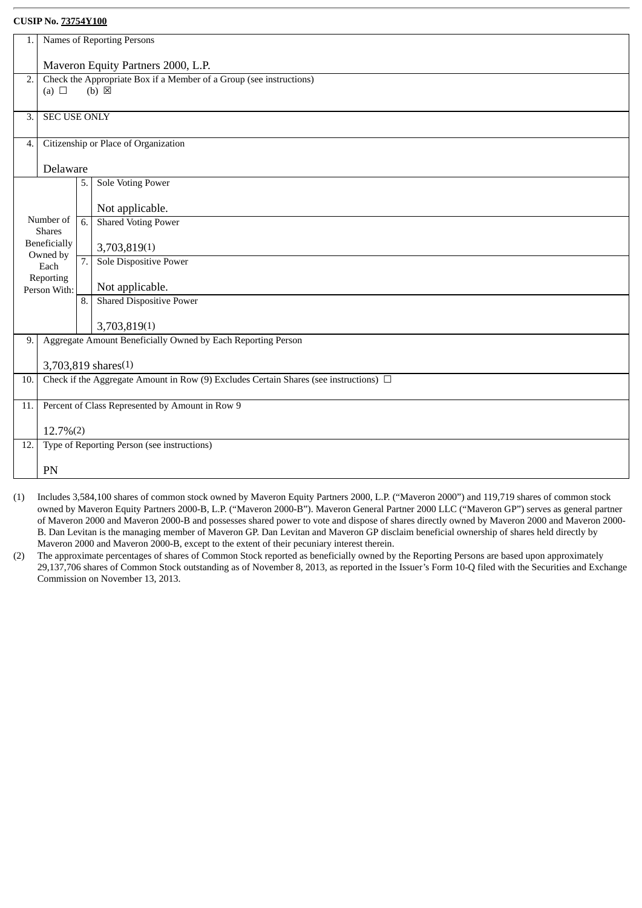**CUSIP No. 73754Y100**

| | | | |
|---|---|---|---|
| 1. | Names of Reporting Persons<br><br>Maveron Equity Partners 2000, L.P. | | |
| 2. | Check the Appropriate Box if a Member of a Group (see instructions)<br>(a) ☐ (b) ☒ | | |
| 3. | SEC USE ONLY | | |
| 4. | Citizenship or Place of Organization<br><br>Delaware | | |
| Number of Shares Beneficially Owned by Each Reporting Person With: | 5. | Sole Voting Power<br><br>Not applicable. | |
| | 6. | Shared Voting Power<br><br>3,703,819(1) | |
| | 7. | Sole Dispositive Power<br><br>Not applicable. | |
| | 8. | Shared Dispositive Power<br><br>3,703,819(1) | |
| 9. | Aggregate Amount Beneficially Owned by Each Reporting Person<br><br>3,703,819 shares(1) | | |
| 10. | Check if the Aggregate Amount in Row (9) Excludes Certain Shares (see instructions) ☐ | | |
| 11. | Percent of Class Represented by Amount in Row 9<br><br>12.7%(2) | | |
| 12. | Type of Reporting Person (see instructions)<br><br>PN | | |

(1) Includes 3,584,100 shares of common stock owned by Maveron Equity Partners 2000, L.P. ("Maveron 2000") and 119,719 shares of common stock owned by Maveron Equity Partners 2000-B, L.P. ("Maveron 2000-B"). Maveron General Partner 2000 LLC ("Maveron GP") serves as general partner of Maveron 2000 and Maveron 2000-B and possesses shared power to vote and dispose of shares directly owned by Maveron 2000 and Maveron 2000-B. Dan Levitan is the managing member of Maveron GP. Dan Levitan and Maveron GP disclaim beneficial ownership of shares held directly by Maveron 2000 and Maveron 2000-B, except to the extent of their pecuniary interest therein.

(2) The approximate percentages of shares of Common Stock reported as beneficially owned by the Reporting Persons are based upon approximately 29,137,706 shares of Common Stock outstanding as of November 8, 2013, as reported in the Issuer's Form 10-Q filed with the Securities and Exchange Commission on November 13, 2013.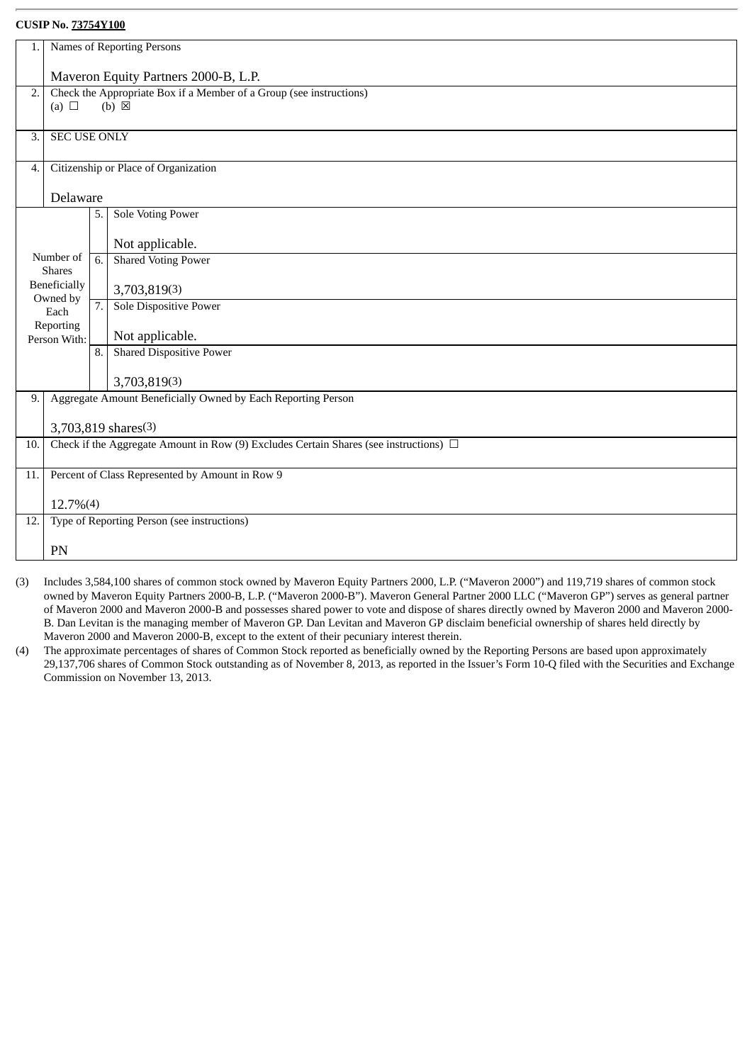**CUSIP No. 73754Y100**

| | | | |
|---|---|---|---|
| 1. | Names of Reporting Persons<br><br>Maveron Equity Partners 2000-B, L.P. | | |
| 2. | Check the Appropriate Box if a Member of a Group (see instructions)<br>(a) ☐ (b) ☒ | | |
| 3. | SEC USE ONLY | | |
| 4. | Citizenship or Place of Organization<br><br>Delaware | | |
| Number of Shares Beneficially Owned by Each Reporting Person With: | 5. | Sole Voting Power<br><br>Not applicable. | |
| | 6. | Shared Voting Power<br><br>3,703,819(3) | |
| | 7. | Sole Dispositive Power<br><br>Not applicable. | |
| | 8. | Shared Dispositive Power<br><br>3,703,819(3) | |
| 9. | Aggregate Amount Beneficially Owned by Each Reporting Person<br><br>3,703,819 shares(3) | | |
| 10. | Check if the Aggregate Amount in Row (9) Excludes Certain Shares (see instructions) ☐ | | |
| 11. | Percent of Class Represented by Amount in Row 9<br><br>12.7%(4) | | |
| 12. | Type of Reporting Person (see instructions)<br><br>PN | | |

(3) Includes 3,584,100 shares of common stock owned by Maveron Equity Partners 2000, L.P. ("Maveron 2000") and 119,719 shares of common stock owned by Maveron Equity Partners 2000-B, L.P. ("Maveron 2000-B"). Maveron General Partner 2000 LLC ("Maveron GP") serves as general partner of Maveron 2000 and Maveron 2000-B and possesses shared power to vote and dispose of shares directly owned by Maveron 2000 and Maveron 2000-B. Dan Levitan is the managing member of Maveron GP. Dan Levitan and Maveron GP disclaim beneficial ownership of shares held directly by Maveron 2000 and Maveron 2000-B, except to the extent of their pecuniary interest therein.

(4) The approximate percentages of shares of Common Stock reported as beneficially owned by the Reporting Persons are based upon approximately 29,137,706 shares of Common Stock outstanding as of November 8, 2013, as reported in the Issuer's Form 10-Q filed with the Securities and Exchange Commission on November 13, 2013.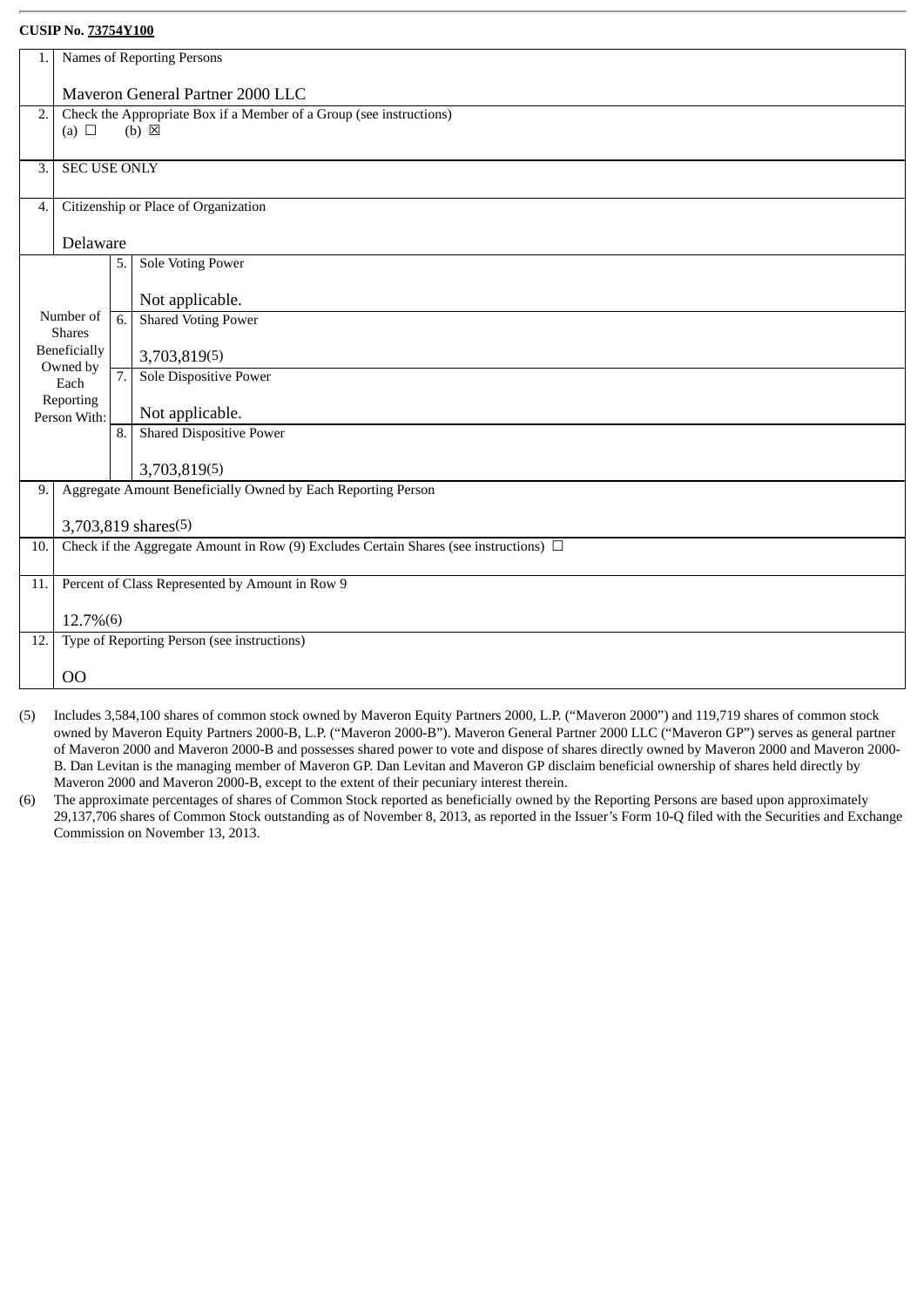**CUSIP No. 73754Y100**

| | | | |
|---|---|---|---|
| 1. | Names of Reporting Persons<br><br>Maveron General Partner 2000 LLC | | |
| 2. | Check the Appropriate Box if a Member of a Group (see instructions)<br>(a) ☐ (b) ☒ | | |
| 3. | SEC USE ONLY | | |
| 4. | Citizenship or Place of Organization<br><br>Delaware | | |
| Number of Shares Beneficially Owned by Each Reporting Person With: | 5. | Sole Voting Power<br><br>Not applicable. | |
| | 6. | Shared Voting Power<br><br>3,703,819(5) | |
| | 7. | Sole Dispositive Power<br><br>Not applicable. | |
| | 8. | Shared Dispositive Power<br><br>3,703,819(5) | |
| 9. | Aggregate Amount Beneficially Owned by Each Reporting Person<br><br>3,703,819 shares(5) | | |
| 10. | Check if the Aggregate Amount in Row (9) Excludes Certain Shares (see instructions) ☐ | | |
| 11. | Percent of Class Represented by Amount in Row 9<br><br>12.7%(6) | | |
| 12. | Type of Reporting Person (see instructions)<br><br>OO | | |

(5) Includes 3,584,100 shares of common stock owned by Maveron Equity Partners 2000, L.P. ("Maveron 2000") and 119,719 shares of common stock owned by Maveron Equity Partners 2000-B, L.P. ("Maveron 2000-B"). Maveron General Partner 2000 LLC ("Maveron GP") serves as general partner of Maveron 2000 and Maveron 2000-B and possesses shared power to vote and dispose of shares directly owned by Maveron 2000 and Maveron 2000-B. Dan Levitan is the managing member of Maveron GP. Dan Levitan and Maveron GP disclaim beneficial ownership of shares held directly by Maveron 2000 and Maveron 2000-B, except to the extent of their pecuniary interest therein.

(6) The approximate percentages of shares of Common Stock reported as beneficially owned by the Reporting Persons are based upon approximately 29,137,706 shares of Common Stock outstanding as of November 8, 2013, as reported in the Issuer's Form 10-Q filed with the Securities and Exchange Commission on November 13, 2013.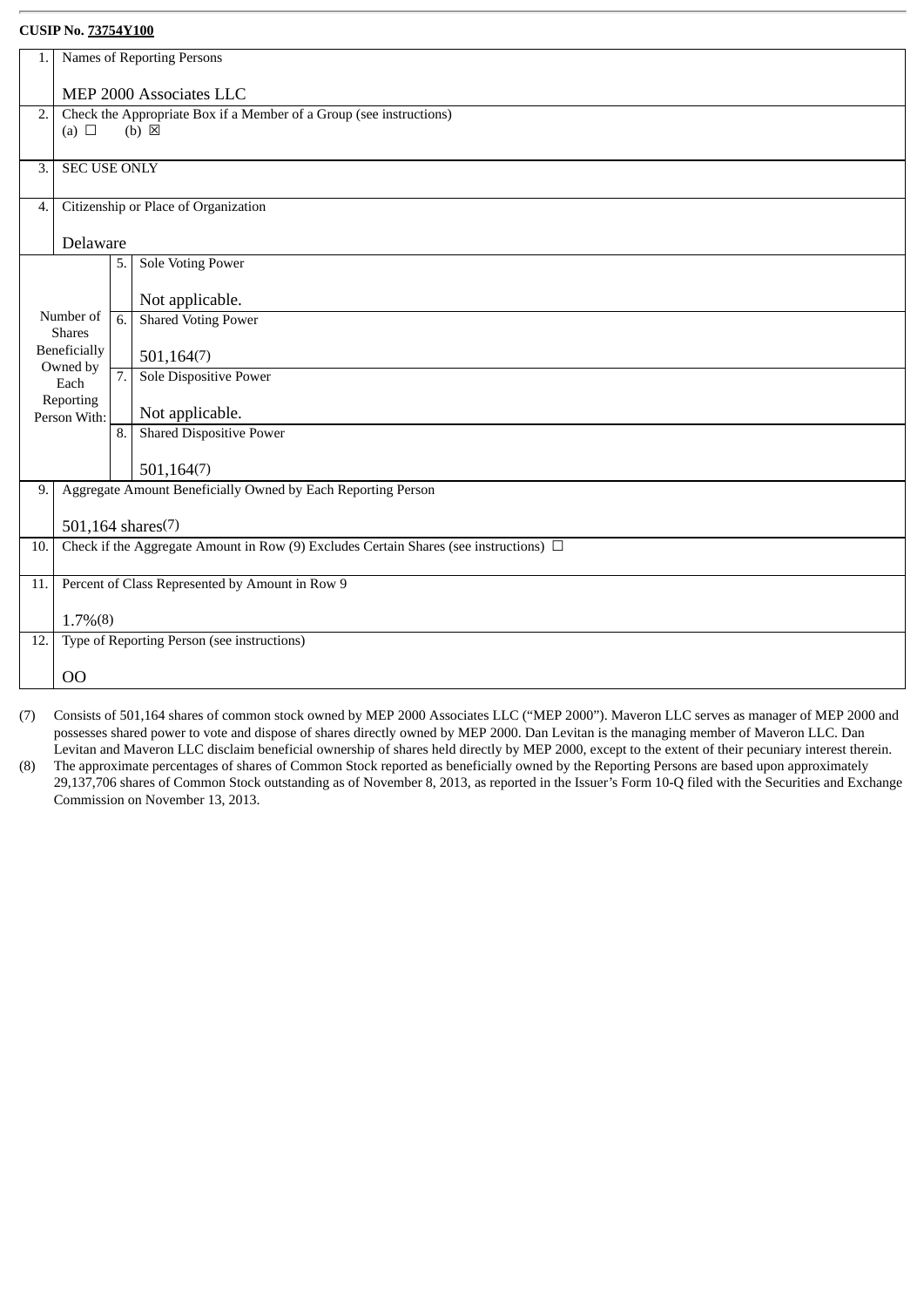**CUSIP No. 73754Y100**

| | | | |
|---|---|---|---|
| 1. | Names of Reporting Persons<br><br>MEP 2000 Associates LLC | | |
| 2. | Check the Appropriate Box if a Member of a Group (see instructions)<br>(a) ☐ (b) ☒ | | |
| 3. | SEC USE ONLY | | |
| 4. | Citizenship or Place of Organization<br><br>Delaware | | |
| Number of Shares Beneficially Owned by Each Reporting Person With: | 5. | Sole Voting Power<br><br>Not applicable. | |
| | 6. | Shared Voting Power<br><br>501,164(7) | |
| | 7. | Sole Dispositive Power<br><br>Not applicable. | |
| | 8. | Shared Dispositive Power<br><br>501,164(7) | |
| 9. | Aggregate Amount Beneficially Owned by Each Reporting Person<br><br>501,164 shares(7) | | |
| 10. | Check if the Aggregate Amount in Row (9) Excludes Certain Shares (see instructions) ☐ | | |
| 11. | Percent of Class Represented by Amount in Row 9<br><br>1.7%(8) | | |
| 12. | Type of Reporting Person (see instructions)<br><br>OO | | |

(7) Consists of 501,164 shares of common stock owned by MEP 2000 Associates LLC ("MEP 2000"). Maveron LLC serves as manager of MEP 2000 and possesses shared power to vote and dispose of shares directly owned by MEP 2000. Dan Levitan is the managing member of Maveron LLC. Dan Levitan and Maveron LLC disclaim beneficial ownership of shares held directly by MEP 2000, except to the extent of their pecuniary interest therein.

(8) The approximate percentages of shares of Common Stock reported as beneficially owned by the Reporting Persons are based upon approximately 29,137,706 shares of Common Stock outstanding as of November 8, 2013, as reported in the Issuer's Form 10-Q filed with the Securities and Exchange Commission on November 13, 2013.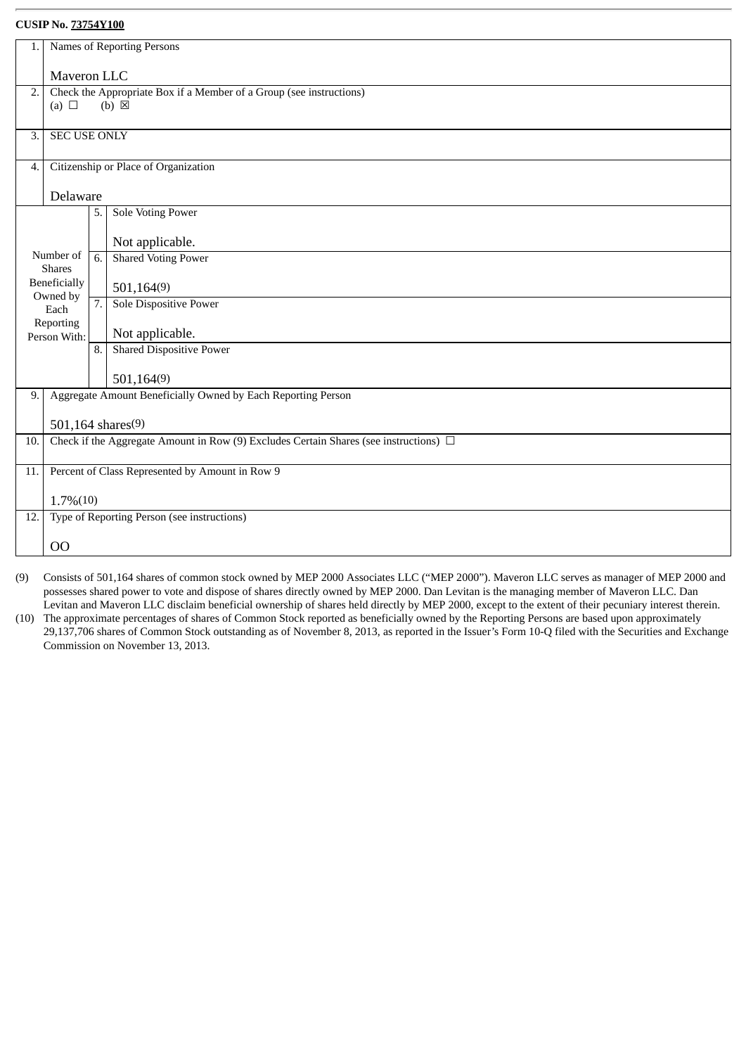**CUSIP No. 73754Y100**

| | | | |
|---|---|---|---|
| 1. | Names of Reporting Persons<br><br>Maveron LLC | | |
| 2. | Check the Appropriate Box if a Member of a Group (see instructions)<br>(a) ☐ (b) ☒ | | |
| 3. | SEC USE ONLY | | |
| 4. | Citizenship or Place of Organization<br><br>Delaware | | |
| Number of Shares Beneficially Owned by Each Reporting Person With: | 5. | Sole Voting Power<br><br>Not applicable. | |
| | 6. | Shared Voting Power<br><br>501,164(9) | |
| | 7. | Sole Dispositive Power<br><br>Not applicable. | |
| | 8. | Shared Dispositive Power<br><br>501,164(9) | |
| 9. | Aggregate Amount Beneficially Owned by Each Reporting Person<br><br>501,164 shares(9) | | |
| 10. | Check if the Aggregate Amount in Row (9) Excludes Certain Shares (see instructions) ☐ | | |
| 11. | Percent of Class Represented by Amount in Row 9<br><br>1.7%(10) | | |
| 12. | Type of Reporting Person (see instructions)<br><br>OO | | |

(9) Consists of 501,164 shares of common stock owned by MEP 2000 Associates LLC ("MEP 2000"). Maveron LLC serves as manager of MEP 2000 and possesses shared power to vote and dispose of shares directly owned by MEP 2000. Dan Levitan is the managing member of Maveron LLC. Dan Levitan and Maveron LLC disclaim beneficial ownership of shares held directly by MEP 2000, except to the extent of their pecuniary interest therein.

(10) The approximate percentages of shares of Common Stock reported as beneficially owned by the Reporting Persons are based upon approximately 29,137,706 shares of Common Stock outstanding as of November 8, 2013, as reported in the Issuer's Form 10-Q filed with the Securities and Exchange Commission on November 13, 2013.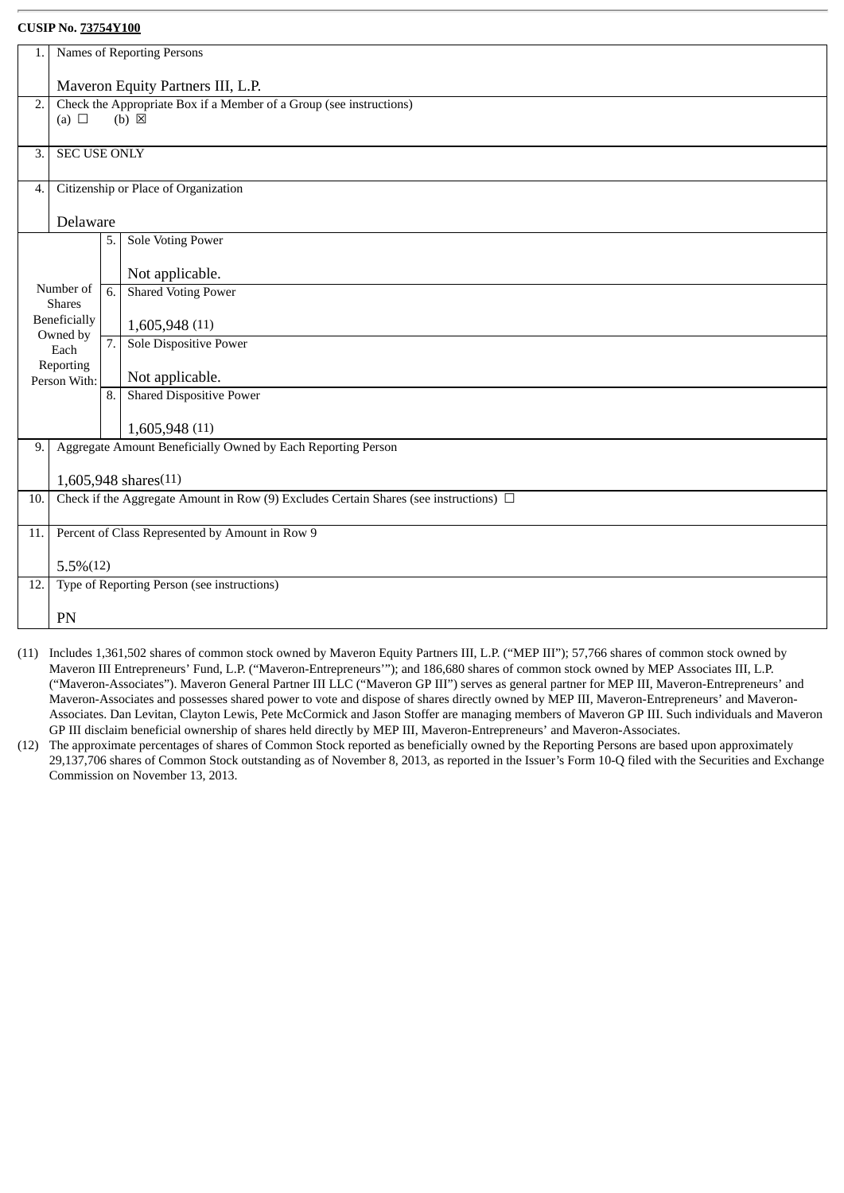**CUSIP No. 73754Y100**

| | | | |
|---|---|---|---|
| 1. | Names of Reporting Persons<br><br>Maveron Equity Partners III, L.P. | | |
| 2. | Check the Appropriate Box if a Member of a Group (see instructions)<br>(a) ☐ (b) ☒ | | |
| 3. | SEC USE ONLY | | |
| 4. | Citizenship or Place of Organization<br><br>Delaware | | |
| Number of Shares Beneficially Owned by Each Reporting Person With: | 5. | Sole Voting Power<br><br>Not applicable. | |
| | 6. | Shared Voting Power<br><br>1,605,948 (11) | |
| | 7. | Sole Dispositive Power<br><br>Not applicable. | |
| | 8. | Shared Dispositive Power<br><br>1,605,948 (11) | |
| 9. | Aggregate Amount Beneficially Owned by Each Reporting Person<br><br>1,605,948 shares(11) | | |
| 10. | Check if the Aggregate Amount in Row (9) Excludes Certain Shares (see instructions) ☐ | | |
| 11. | Percent of Class Represented by Amount in Row 9<br><br>5.5%(12) | | |
| 12. | Type of Reporting Person (see instructions)<br><br>PN | | |

(11) Includes 1,361,502 shares of common stock owned by Maveron Equity Partners III, L.P. ("MEP III"); 57,766 shares of common stock owned by Maveron III Entrepreneurs' Fund, L.P. ("Maveron-Entrepreneurs'"); and 186,680 shares of common stock owned by MEP Associates III, L.P. ("Maveron-Associates"). Maveron General Partner III LLC ("Maveron GP III") serves as general partner for MEP III, Maveron-Entrepreneurs' and Maveron-Associates and possesses shared power to vote and dispose of shares directly owned by MEP III, Maveron-Entrepreneurs' and Maveron-Associates. Dan Levitan, Clayton Lewis, Pete McCormick and Jason Stoffer are managing members of Maveron GP III. Such individuals and Maveron GP III disclaim beneficial ownership of shares held directly by MEP III, Maveron-Entrepreneurs' and Maveron-Associates.

(12) The approximate percentages of shares of Common Stock reported as beneficially owned by the Reporting Persons are based upon approximately 29,137,706 shares of Common Stock outstanding as of November 8, 2013, as reported in the Issuer's Form 10-Q filed with the Securities and Exchange Commission on November 13, 2013.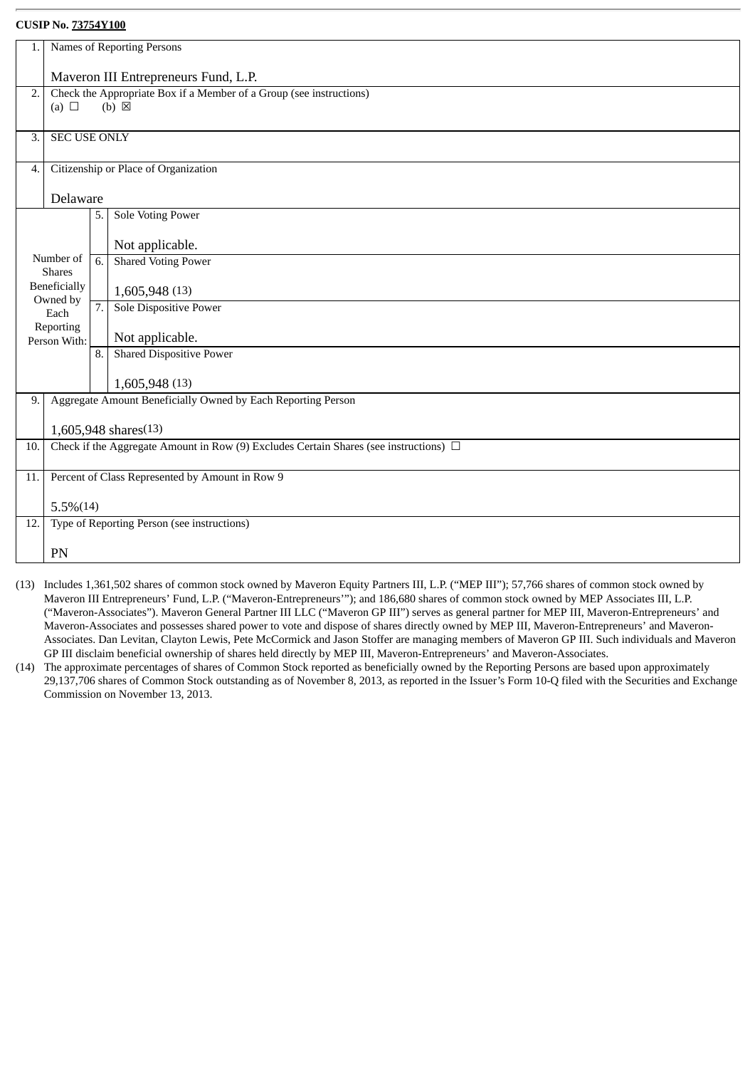**CUSIP No. 73754Y100**

| | | | |
|---|---|---|---|
| 1. | Names of Reporting Persons<br><br>Maveron III Entrepreneurs Fund, L.P. | | |
| 2. | Check the Appropriate Box if a Member of a Group (see instructions)<br>(a) ☐ (b) ☒ | | |
| 3. | SEC USE ONLY | | |
| 4. | Citizenship or Place of Organization<br><br>Delaware | | |
| Number of Shares Beneficially Owned by Each Reporting Person With: | 5. | Sole Voting Power<br><br>Not applicable. | |
| | 6. | Shared Voting Power<br><br>1,605,948 (13) | |
| | 7. | Sole Dispositive Power<br><br>Not applicable. | |
| | 8. | Shared Dispositive Power<br><br>1,605,948 (13) | |
| 9. | Aggregate Amount Beneficially Owned by Each Reporting Person<br><br>1,605,948 shares(13) | | |
| 10. | Check if the Aggregate Amount in Row (9) Excludes Certain Shares (see instructions) ☐ | | |
| 11. | Percent of Class Represented by Amount in Row 9<br><br>5.5%(14) | | |
| 12. | Type of Reporting Person (see instructions)<br><br>PN | | |

(13) Includes 1,361,502 shares of common stock owned by Maveron Equity Partners III, L.P. ("MEP III"); 57,766 shares of common stock owned by Maveron III Entrepreneurs' Fund, L.P. ("Maveron-Entrepreneurs'"); and 186,680 shares of common stock owned by MEP Associates III, L.P. ("Maveron-Associates"). Maveron General Partner III LLC ("Maveron GP III") serves as general partner for MEP III, Maveron-Entrepreneurs' and Maveron-Associates and possesses shared power to vote and dispose of shares directly owned by MEP III, Maveron-Entrepreneurs' and Maveron-Associates. Dan Levitan, Clayton Lewis, Pete McCormick and Jason Stoffer are managing members of Maveron GP III. Such individuals and Maveron GP III disclaim beneficial ownership of shares held directly by MEP III, Maveron-Entrepreneurs' and Maveron-Associates.

(14) The approximate percentages of shares of Common Stock reported as beneficially owned by the Reporting Persons are based upon approximately 29,137,706 shares of Common Stock outstanding as of November 8, 2013, as reported in the Issuer's Form 10-Q filed with the Securities and Exchange Commission on November 13, 2013.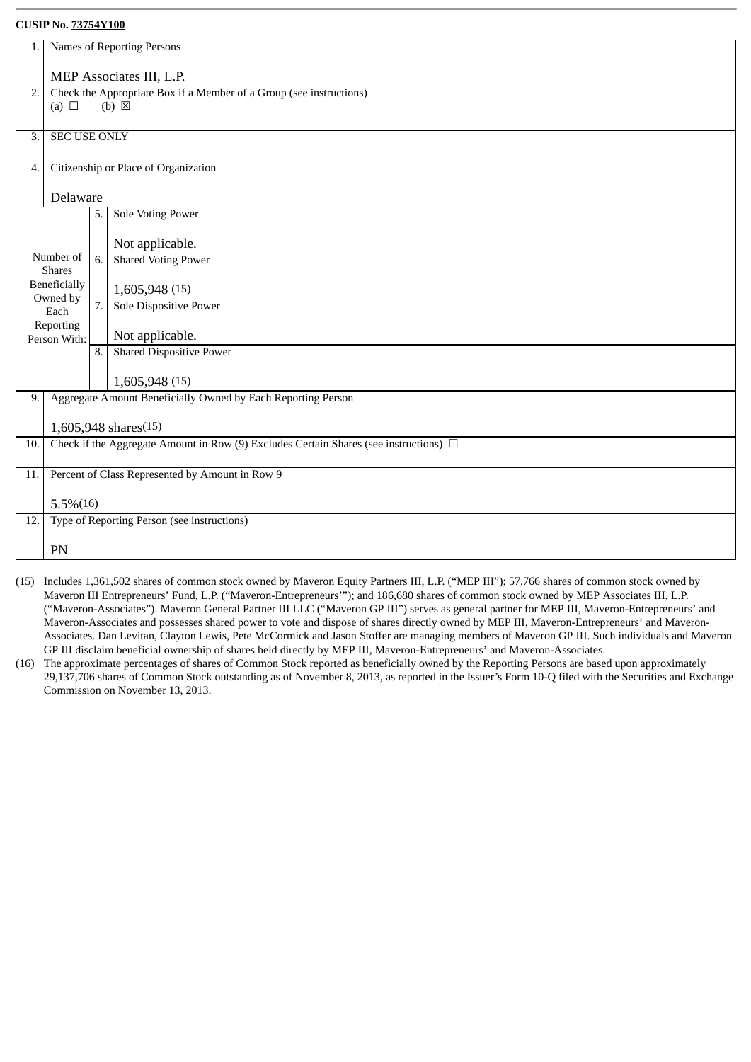**CUSIP No. 73754Y100**

| | | | |
|---|---|---|---|
| 1. | Names of Reporting Persons<br><br>MEP Associates III, L.P. | | |
| 2. | Check the Appropriate Box if a Member of a Group (see instructions)<br>(a) ☐ (b) ☒ | | |
| 3. | SEC USE ONLY | | |
| 4. | Citizenship or Place of Organization<br><br>Delaware | | |
| Number of Shares Beneficially Owned by Each Reporting Person With: | | 5. | Sole Voting Power<br><br>Not applicable. |
| | | 6. | Shared Voting Power<br><br>1,605,948 (15) |
| | | 7. | Sole Dispositive Power<br><br>Not applicable. |
| | | 8. | Shared Dispositive Power<br><br>1,605,948 (15) |
| 9. | Aggregate Amount Beneficially Owned by Each Reporting Person<br><br>1,605,948 shares(15) | | |
| 10. | Check if the Aggregate Amount in Row (9) Excludes Certain Shares (see instructions) ☐ | | |
| 11. | Percent of Class Represented by Amount in Row 9<br><br>5.5%(16) | | |
| 12. | Type of Reporting Person (see instructions)<br><br>PN | | |

(15) Includes 1,361,502 shares of common stock owned by Maveron Equity Partners III, L.P. ("MEP III"); 57,766 shares of common stock owned by Maveron III Entrepreneurs' Fund, L.P. ("Maveron-Entrepreneurs'"); and 186,680 shares of common stock owned by MEP Associates III, L.P. ("Maveron-Associates"). Maveron General Partner III LLC ("Maveron GP III") serves as general partner for MEP III, Maveron-Entrepreneurs' and Maveron-Associates and possesses shared power to vote and dispose of shares directly owned by MEP III, Maveron-Entrepreneurs' and Maveron-Associates. Dan Levitan, Clayton Lewis, Pete McCormick and Jason Stoffer are managing members of Maveron GP III. Such individuals and Maveron GP III disclaim beneficial ownership of shares held directly by MEP III, Maveron-Entrepreneurs' and Maveron-Associates.

(16) The approximate percentages of shares of Common Stock reported as beneficially owned by the Reporting Persons are based upon approximately 29,137,706 shares of Common Stock outstanding as of November 8, 2013, as reported in the Issuer's Form 10-Q filed with the Securities and Exchange Commission on November 13, 2013.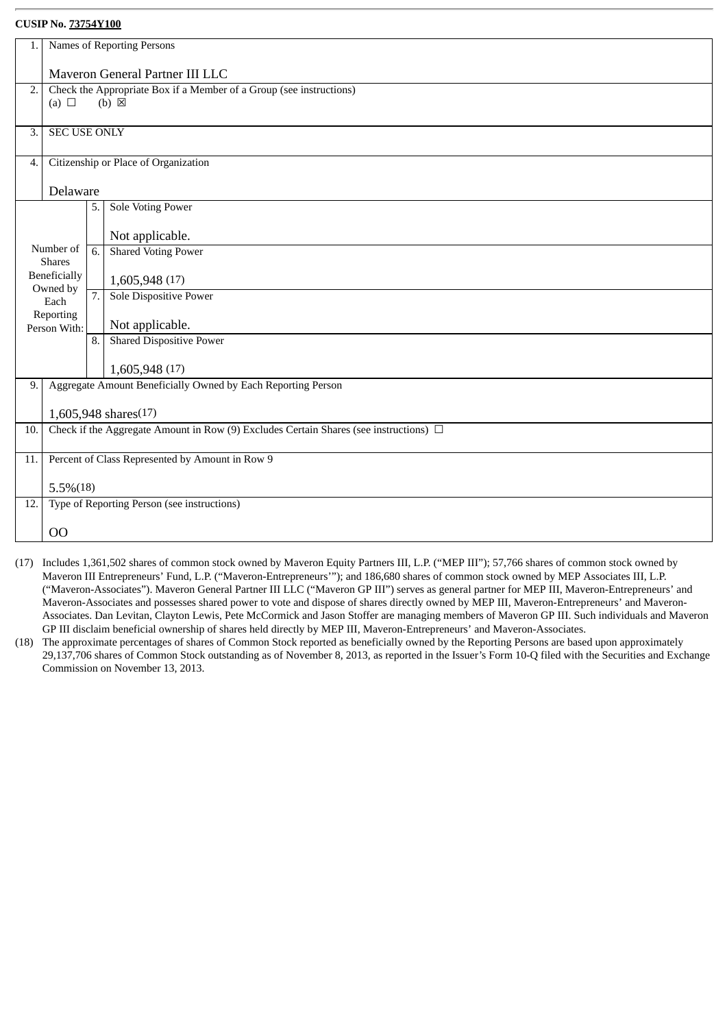**CUSIP No. 73754Y100**

| | | | |
|---|---|---|---|
| 1. | Names of Reporting Persons<br><br>Maveron General Partner III LLC | | |
| 2. | Check the Appropriate Box if a Member of a Group (see instructions)<br>(a) ☐ (b) ☒ | | |
| 3. | SEC USE ONLY | | |
| 4. | Citizenship or Place of Organization<br><br>Delaware | | |
| Number of Shares Beneficially Owned by Each Reporting Person With: | 5. | Sole Voting Power<br><br>Not applicable. | |
| | 6. | Shared Voting Power<br><br>1,605,948 (17) | |
| | 7. | Sole Dispositive Power<br><br>Not applicable. | |
| | 8. | Shared Dispositive Power<br><br>1,605,948 (17) | |
| 9. | Aggregate Amount Beneficially Owned by Each Reporting Person<br><br>1,605,948 shares(17) | | |
| 10. | Check if the Aggregate Amount in Row (9) Excludes Certain Shares (see instructions) ☐ | | |
| 11. | Percent of Class Represented by Amount in Row 9<br><br>5.5%(18) | | |
| 12. | Type of Reporting Person (see instructions)<br><br>OO | | |

(17) Includes 1,361,502 shares of common stock owned by Maveron Equity Partners III, L.P. ("MEP III"); 57,766 shares of common stock owned by Maveron III Entrepreneurs' Fund, L.P. ("Maveron-Entrepreneurs'"); and 186,680 shares of common stock owned by MEP Associates III, L.P. ("Maveron-Associates"). Maveron General Partner III LLC ("Maveron GP III") serves as general partner for MEP III, Maveron-Entrepreneurs' and Maveron-Associates and possesses shared power to vote and dispose of shares directly owned by MEP III, Maveron-Entrepreneurs' and Maveron-Associates. Dan Levitan, Clayton Lewis, Pete McCormick and Jason Stoffer are managing members of Maveron GP III. Such individuals and Maveron GP III disclaim beneficial ownership of shares held directly by MEP III, Maveron-Entrepreneurs' and Maveron-Associates.

(18) The approximate percentages of shares of Common Stock reported as beneficially owned by the Reporting Persons are based upon approximately 29,137,706 shares of Common Stock outstanding as of November 8, 2013, as reported in the Issuer's Form 10-Q filed with the Securities and Exchange Commission on November 13, 2013.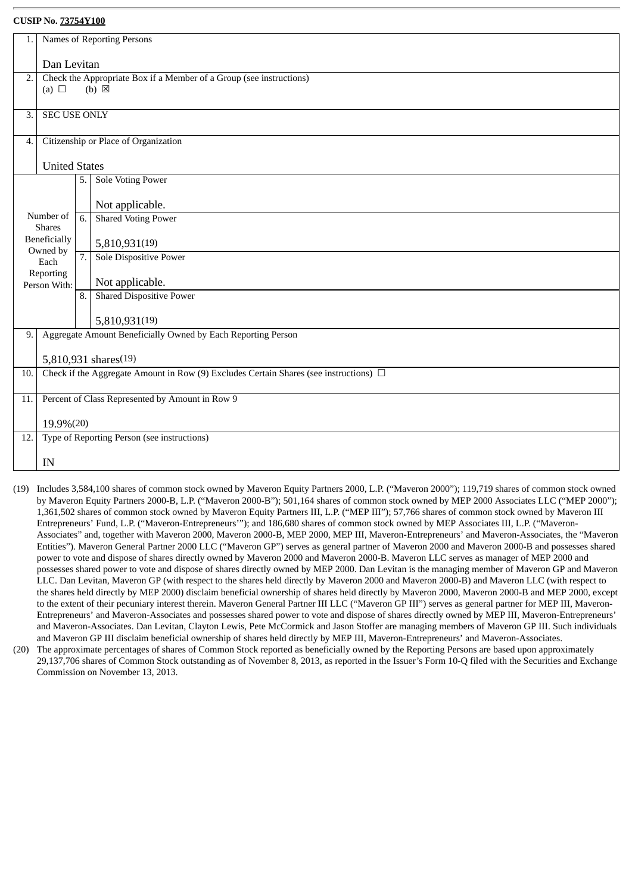**CUSIP No. 73754Y100**

| | | | |
|---|---|---|---|
| 1. | Names of Reporting Persons<br><br>Dan Levitan | | |
| 2. | Check the Appropriate Box if a Member of a Group (see instructions)<br>(a) ☐ (b) ☒ | | |
| 3. | SEC USE ONLY | | |
| 4. | Citizenship or Place of Organization<br><br>United States | | |
| Number of Shares Beneficially Owned by Each Reporting Person With: | 5. | Sole Voting Power<br><br>Not applicable. | |
| | 6. | Shared Voting Power<br><br>5,810,931(19) | |
| | 7. | Sole Dispositive Power<br><br>Not applicable. | |
| | 8. | Shared Dispositive Power<br><br>5,810,931(19) | |
| 9. | Aggregate Amount Beneficially Owned by Each Reporting Person<br><br>5,810,931 shares(19) | | |
| 10. | Check if the Aggregate Amount in Row (9) Excludes Certain Shares (see instructions) ☐ | | |
| 11. | Percent of Class Represented by Amount in Row 9<br><br>19.9%(20) | | |
| 12. | Type of Reporting Person (see instructions)<br><br>IN | | |

(19) Includes 3,584,100 shares of common stock owned by Maveron Equity Partners 2000, L.P. ("Maveron 2000"); 119,719 shares of common stock owned by Maveron Equity Partners 2000-B, L.P. ("Maveron 2000-B"); 501,164 shares of common stock owned by MEP 2000 Associates LLC ("MEP 2000"); 1,361,502 shares of common stock owned by Maveron Equity Partners III, L.P. ("MEP III"); 57,766 shares of common stock owned by Maveron III Entrepreneurs' Fund, L.P. ("Maveron-Entrepreneurs'"); and 186,680 shares of common stock owned by MEP Associates III, L.P. ("Maveron-Associates" and, together with Maveron 2000, Maveron 2000-B, MEP 2000, MEP III, Maveron-Entrepreneurs' and Maveron-Associates, the "Maveron Entities"). Maveron General Partner 2000 LLC ("Maveron GP") serves as general partner of Maveron 2000 and Maveron 2000-B and possesses shared power to vote and dispose of shares directly owned by Maveron 2000 and Maveron 2000-B. Maveron LLC serves as manager of MEP 2000 and possesses shared power to vote and dispose of shares directly owned by MEP 2000. Dan Levitan is the managing member of Maveron GP and Maveron LLC. Dan Levitan, Maveron GP (with respect to the shares held directly by Maveron 2000 and Maveron 2000-B) and Maveron LLC (with respect to the shares held directly by MEP 2000) disclaim beneficial ownership of shares held directly by Maveron 2000, Maveron 2000-B and MEP 2000, except to the extent of their pecuniary interest therein. Maveron General Partner III LLC ("Maveron GP III") serves as general partner for MEP III, Maveron-Entrepreneurs' and Maveron-Associates and possesses shared power to vote and dispose of shares directly owned by MEP III, Maveron-Entrepreneurs' and Maveron-Associates. Dan Levitan, Clayton Lewis, Pete McCormick and Jason Stoffer are managing members of Maveron GP III. Such individuals and Maveron GP III disclaim beneficial ownership of shares held directly by MEP III, Maveron-Entrepreneurs' and Maveron-Associates.

(20) The approximate percentages of shares of Common Stock reported as beneficially owned by the Reporting Persons are based upon approximately 29,137,706 shares of Common Stock outstanding as of November 8, 2013, as reported in the Issuer's Form 10-Q filed with the Securities and Exchange Commission on November 13, 2013.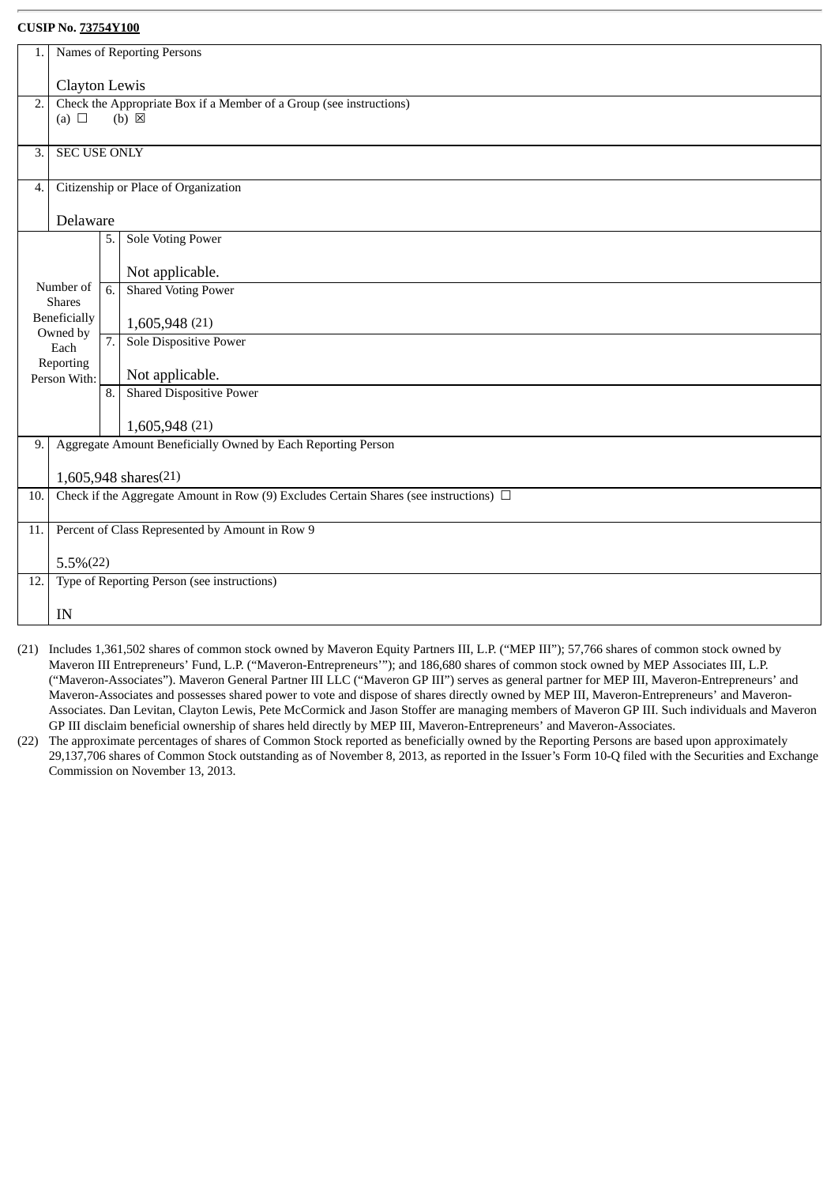**CUSIP No. 73754Y100**

| | | | |
|---|---|---|---|
| 1. | Names of Reporting Persons<br><br>Clayton Lewis | | |
| 2. | Check the Appropriate Box if a Member of a Group (see instructions)<br>(a) ☐ (b) ☒ | | |
| 3. | SEC USE ONLY | | |
| 4. | Citizenship or Place of Organization<br><br>Delaware | | |
| Number of Shares Beneficially Owned by Each Reporting Person With: | 5. | Sole Voting Power<br><br>Not applicable. | |
| | 6. | Shared Voting Power<br><br>1,605,948 (21) | |
| | 7. | Sole Dispositive Power<br><br>Not applicable. | |
| | 8. | Shared Dispositive Power<br><br>1,605,948 (21) | |
| 9. | Aggregate Amount Beneficially Owned by Each Reporting Person<br><br>1,605,948 shares(21) | | |
| 10. | Check if the Aggregate Amount in Row (9) Excludes Certain Shares (see instructions) ☐ | | |
| 11. | Percent of Class Represented by Amount in Row 9<br><br>5.5%(22) | | |
| 12. | Type of Reporting Person (see instructions)<br><br>IN | | |

(21) Includes 1,361,502 shares of common stock owned by Maveron Equity Partners III, L.P. ("MEP III"); 57,766 shares of common stock owned by Maveron III Entrepreneurs' Fund, L.P. ("Maveron-Entrepreneurs'"); and 186,680 shares of common stock owned by MEP Associates III, L.P. ("Maveron-Associates"). Maveron General Partner III LLC ("Maveron GP III") serves as general partner for MEP III, Maveron-Entrepreneurs' and Maveron-Associates and possesses shared power to vote and dispose of shares directly owned by MEP III, Maveron-Entrepreneurs' and Maveron-Associates. Dan Levitan, Clayton Lewis, Pete McCormick and Jason Stoffer are managing members of Maveron GP III. Such individuals and Maveron GP III disclaim beneficial ownership of shares held directly by MEP III, Maveron-Entrepreneurs' and Maveron-Associates.

(22) The approximate percentages of shares of Common Stock reported as beneficially owned by the Reporting Persons are based upon approximately 29,137,706 shares of Common Stock outstanding as of November 8, 2013, as reported in the Issuer's Form 10-Q filed with the Securities and Exchange Commission on November 13, 2013.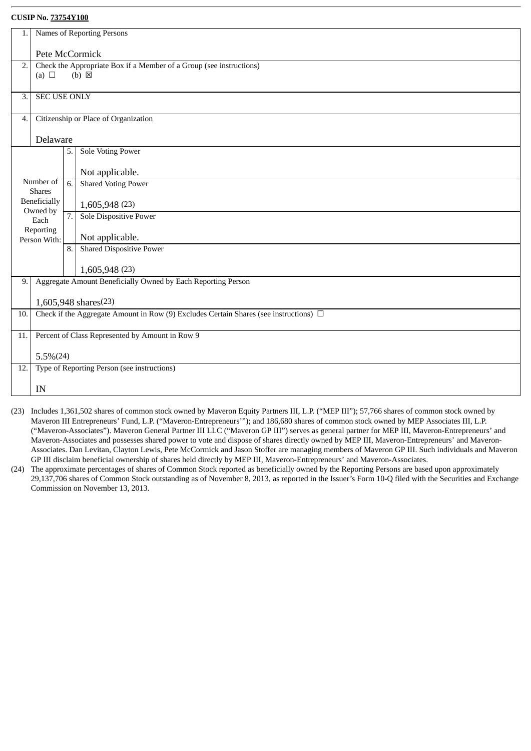**CUSIP No. 73754Y100**

| | | | |
|---|---|---|---|
| 1. | Names of Reporting Persons<br><br>Pete McCormick | | |
| 2. | Check the Appropriate Box if a Member of a Group (see instructions)<br>(a) ☐ (b) ☒ | | |
| 3. | SEC USE ONLY | | |
| 4. | Citizenship or Place of Organization<br><br>Delaware | | |
| Number of Shares Beneficially Owned by Each Reporting Person With: | 5. | Sole Voting Power<br><br>Not applicable. | |
| | 6. | Shared Voting Power<br><br>1,605,948 (23) | |
| | 7. | Sole Dispositive Power<br><br>Not applicable. | |
| | 8. | Shared Dispositive Power<br><br>1,605,948 (23) | |
| 9. | Aggregate Amount Beneficially Owned by Each Reporting Person<br><br>1,605,948 shares(23) | | |
| 10. | Check if the Aggregate Amount in Row (9) Excludes Certain Shares (see instructions) ☐ | | |
| 11. | Percent of Class Represented by Amount in Row 9<br><br>5.5%(24) | | |
| 12. | Type of Reporting Person (see instructions)<br><br>IN | | |

(23) Includes 1,361,502 shares of common stock owned by Maveron Equity Partners III, L.P. ("MEP III"); 57,766 shares of common stock owned by Maveron III Entrepreneurs' Fund, L.P. ("Maveron-Entrepreneurs'"); and 186,680 shares of common stock owned by MEP Associates III, L.P. ("Maveron-Associates"). Maveron General Partner III LLC ("Maveron GP III") serves as general partner for MEP III, Maveron-Entrepreneurs' and Maveron-Associates and possesses shared power to vote and dispose of shares directly owned by MEP III, Maveron-Entrepreneurs' and Maveron-Associates. Dan Levitan, Clayton Lewis, Pete McCormick and Jason Stoffer are managing members of Maveron GP III. Such individuals and Maveron GP III disclaim beneficial ownership of shares held directly by MEP III, Maveron-Entrepreneurs' and Maveron-Associates.

(24) The approximate percentages of shares of Common Stock reported as beneficially owned by the Reporting Persons are based upon approximately 29,137,706 shares of Common Stock outstanding as of November 8, 2013, as reported in the Issuer's Form 10-Q filed with the Securities and Exchange Commission on November 13, 2013.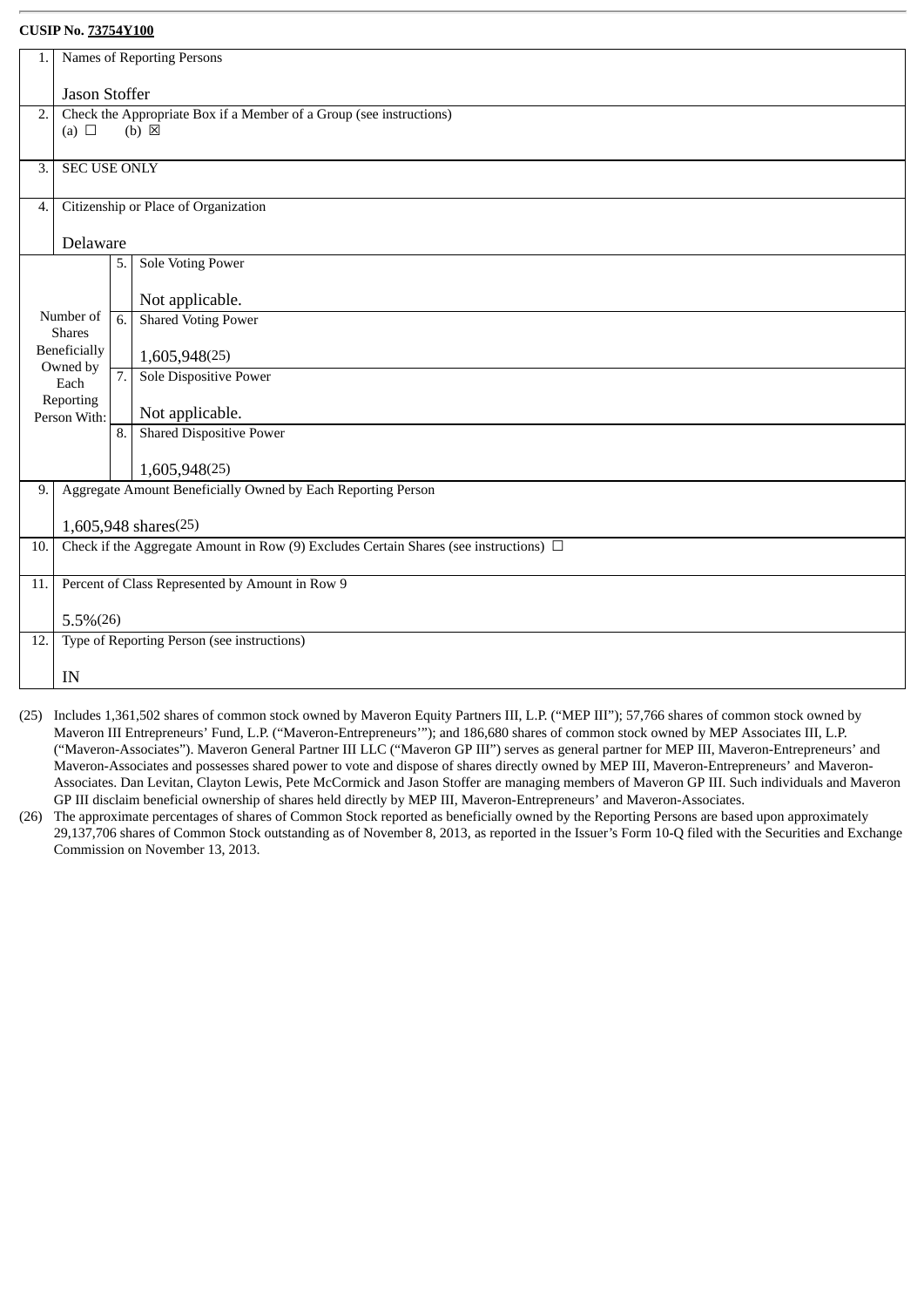**CUSIP No. 73754Y100**

| | | | |
|---|---|---|---|
| 1. | Names of Reporting Persons<br><br>Jason Stoffer | | |
| 2. | Check the Appropriate Box if a Member of a Group (see instructions)<br>(a) ☐ (b) ☒ | | |
| 3. | SEC USE ONLY | | |
| 4. | Citizenship or Place of Organization<br><br>Delaware | | |
| Number of Shares Beneficially Owned by Each Reporting Person With: | | 5. | Sole Voting Power<br><br>Not applicable. |
| | | 6. | Shared Voting Power<br><br>1,605,948(25) |
| | | 7. | Sole Dispositive Power<br><br>Not applicable. |
| | | 8. | Shared Dispositive Power<br><br>1,605,948(25) |
| 9. | Aggregate Amount Beneficially Owned by Each Reporting Person<br><br>1,605,948 shares(25) | | |
| 10. | Check if the Aggregate Amount in Row (9) Excludes Certain Shares (see instructions) ☐ | | |
| 11. | Percent of Class Represented by Amount in Row 9<br><br>5.5%(26) | | |
| 12. | Type of Reporting Person (see instructions)<br><br>IN | | |

(25) Includes 1,361,502 shares of common stock owned by Maveron Equity Partners III, L.P. ("MEP III"); 57,766 shares of common stock owned by Maveron III Entrepreneurs' Fund, L.P. ("Maveron-Entrepreneurs'"); and 186,680 shares of common stock owned by MEP Associates III, L.P. ("Maveron-Associates"). Maveron General Partner III LLC ("Maveron GP III") serves as general partner for MEP III, Maveron-Entrepreneurs' and Maveron-Associates and possesses shared power to vote and dispose of shares directly owned by MEP III, Maveron-Entrepreneurs' and Maveron-Associates. Dan Levitan, Clayton Lewis, Pete McCormick and Jason Stoffer are managing members of Maveron GP III. Such individuals and Maveron GP III disclaim beneficial ownership of shares held directly by MEP III, Maveron-Entrepreneurs' and Maveron-Associates.

(26) The approximate percentages of shares of Common Stock reported as beneficially owned by the Reporting Persons are based upon approximately 29,137,706 shares of Common Stock outstanding as of November 8, 2013, as reported in the Issuer's Form 10-Q filed with the Securities and Exchange Commission on November 13, 2013.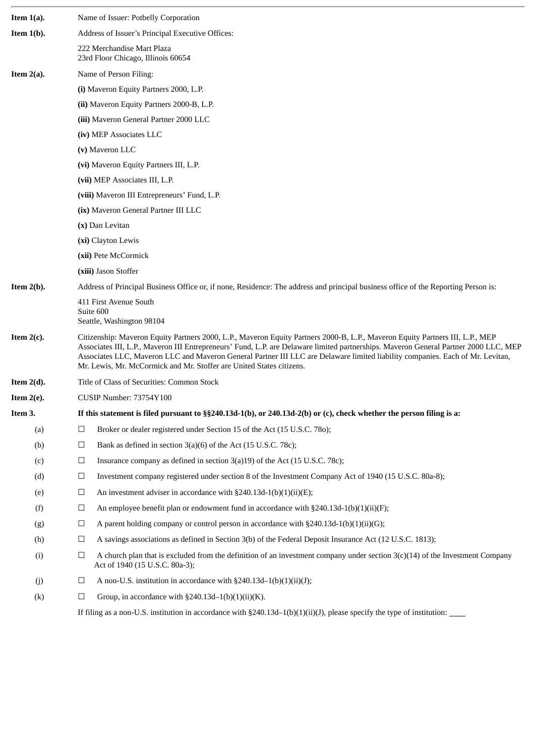**Item 1(a).** Name of Issuer: Potbelly Corporation

**Item 1(b).** Address of Issuer's Principal Executive Offices:

222 Merchandise Mart Plaza
23rd Floor Chicago, Illinois 60654

**Item 2(a).** Name of Person Filing:

**(i)** Maveron Equity Partners 2000, L.P.

**(ii)** Maveron Equity Partners 2000-B, L.P.

**(iii)** Maveron General Partner 2000 LLC

**(iv)** MEP Associates LLC

**(v)** Maveron LLC

**(vi)** Maveron Equity Partners III, L.P.

**(vii)** MEP Associates III, L.P.

**(viii)** Maveron III Entrepreneurs' Fund, L.P.

**(ix)** Maveron General Partner III LLC

**(x)** Dan Levitan

**(xi)** Clayton Lewis

**(xii)** Pete McCormick

**(xiii)** Jason Stoffer

**Item 2(b).** Address of Principal Business Office or, if none, Residence: The address and principal business office of the Reporting Person is:

411 First Avenue South
Suite 600
Seattle, Washington 98104

**Item 2(c).** Citizenship: Maveron Equity Partners 2000, L.P., Maveron Equity Partners 2000-B, L.P., Maveron Equity Partners III, L.P., MEP Associates III, L.P., Maveron III Entrepreneurs' Fund, L.P. are Delaware limited partnerships. Maveron General Partner 2000 LLC, MEP Associates LLC, Maveron LLC and Maveron General Partner III LLC are Delaware limited liability companies. Each of Mr. Levitan, Mr. Lewis, Mr. McCormick and Mr. Stoffer are United States citizens.

**Item 2(d).** Title of Class of Securities: Common Stock

**Item 2(e).** CUSIP Number: 73754Y100

**Item 3.** **If this statement is filed pursuant to §§240.13d-1(b), or 240.13d-2(b) or (c), check whether the person filing is a:**

(a) ☐ Broker or dealer registered under Section 15 of the Act (15 U.S.C. 78o);

(b) ☐ Bank as defined in section 3(a)(6) of the Act (15 U.S.C. 78c);

(c) ☐ Insurance company as defined in section 3(a)19) of the Act (15 U.S.C. 78c);

(d) ☐ Investment company registered under section 8 of the Investment Company Act of 1940 (15 U.S.C. 80a-8);

(e) ☐ An investment adviser in accordance with §240.13d-1(b)(1)(ii)(E);

(f) ☐ An employee benefit plan or endowment fund in accordance with §240.13d-1(b)(1)(ii)(F);

(g) ☐ A parent holding company or control person in accordance with §240.13d-1(b)(1)(ii)(G);

(h) ☐ A savings associations as defined in Section 3(b) of the Federal Deposit Insurance Act (12 U.S.C. 1813);

(i) ☐ A church plan that is excluded from the definition of an investment company under section 3(c)(14) of the Investment Company Act of 1940 (15 U.S.C. 80a-3);

(j) ☐ A non-U.S. institution in accordance with §240.13d–1(b)(1)(ii)(J);

(k) ☐ Group, in accordance with §240.13d–1(b)(1)(ii)(K).

If filing as a non-U.S. institution in accordance with §240.13d–1(b)(1)(ii)(J), please specify the type of institution: ____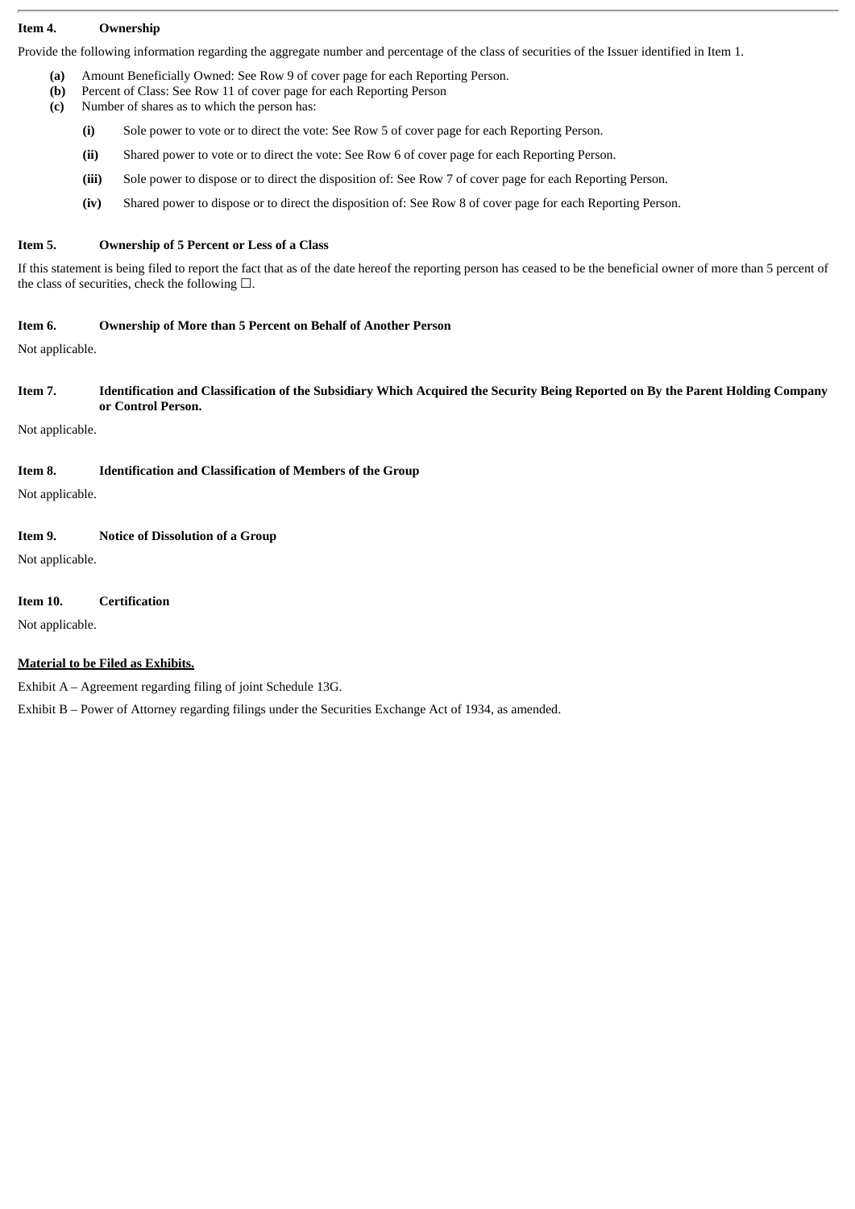**Item 4. Ownership**

Provide the following information regarding the aggregate number and percentage of the class of securities of the Issuer identified in Item 1.

- **(a)** Amount Beneficially Owned: See Row 9 of cover page for each Reporting Person.
- **(b)** Percent of Class: See Row 11 of cover page for each Reporting Person
- **(c)** Number of shares as to which the person has:
  - **(i)** Sole power to vote or to direct the vote: See Row 5 of cover page for each Reporting Person.
  - **(ii)** Shared power to vote or to direct the vote: See Row 6 of cover page for each Reporting Person.
  - **(iii)** Sole power to dispose or to direct the disposition of: See Row 7 of cover page for each Reporting Person.
  - **(iv)** Shared power to dispose or to direct the disposition of: See Row 8 of cover page for each Reporting Person.

**Item 5. Ownership of 5 Percent or Less of a Class**

If this statement is being filed to report the fact that as of the date hereof the reporting person has ceased to be the beneficial owner of more than 5 percent of the class of securities, check the following ☐.

**Item 6. Ownership of More than 5 Percent on Behalf of Another Person**

Not applicable.

**Item 7. Identification and Classification of the Subsidiary Which Acquired the Security Being Reported on By the Parent Holding Company or Control Person.**

Not applicable.

**Item 8. Identification and Classification of Members of the Group**

Not applicable.

**Item 9. Notice of Dissolution of a Group**

Not applicable.

**Item 10. Certification**

Not applicable.

**Material to be Filed as Exhibits.**

Exhibit A – Agreement regarding filing of joint Schedule 13G.

Exhibit B – Power of Attorney regarding filings under the Securities Exchange Act of 1934, as amended.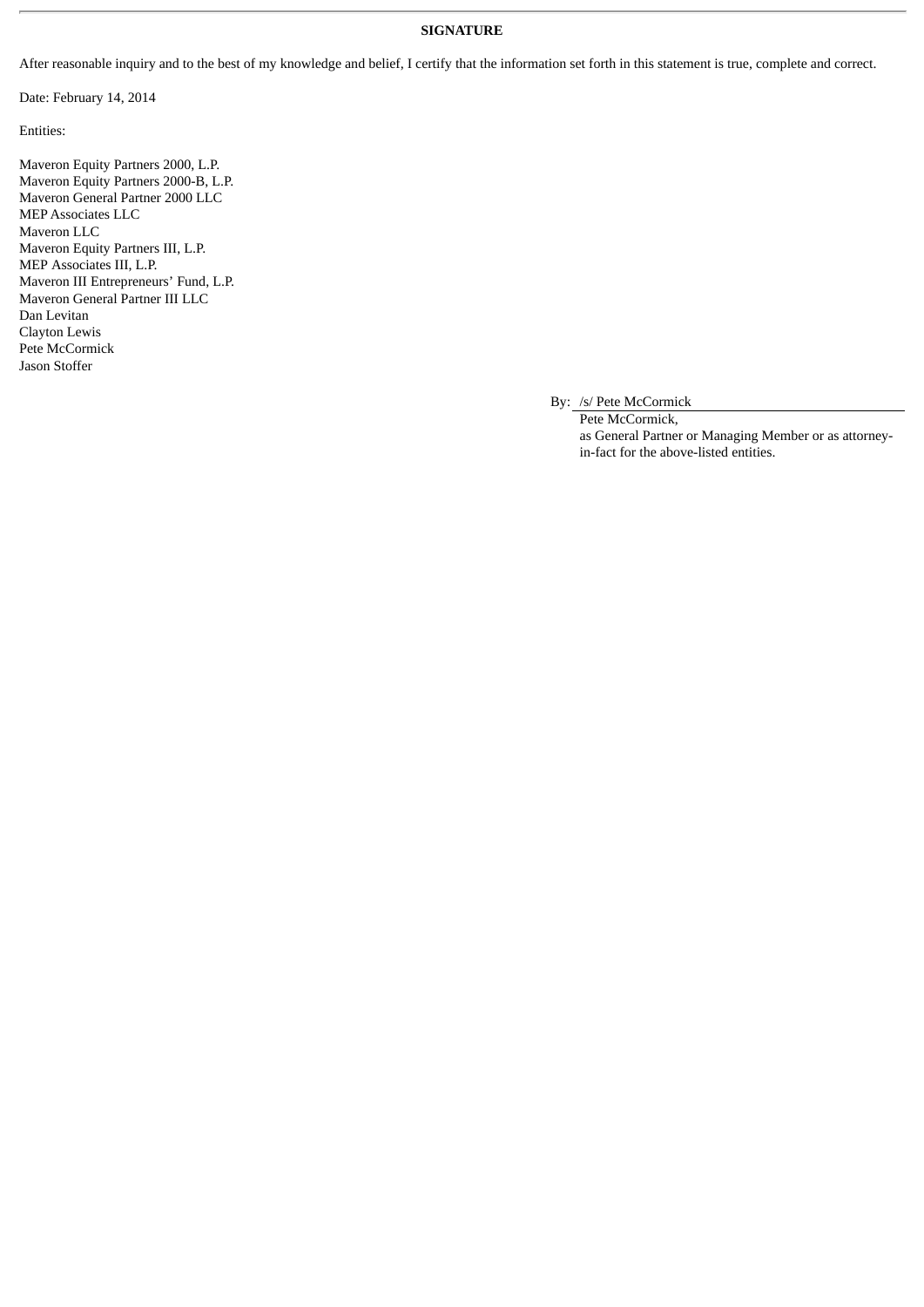**SIGNATURE**

After reasonable inquiry and to the best of my knowledge and belief, I certify that the information set forth in this statement is true, complete and correct.

Date: February 14, 2014

Entities:

Maveron Equity Partners 2000, L.P.  
Maveron Equity Partners 2000-B, L.P.  
Maveron General Partner 2000 LLC  
MEP Associates LLC  
Maveron LLC  
Maveron Equity Partners III, L.P.  
MEP Associates III, L.P.  
Maveron III Entrepreneurs' Fund, L.P.  
Maveron General Partner III LLC  
Dan Levitan  
Clayton Lewis  
Pete McCormick  
Jason Stoffer

By: /s/ Pete McCormick  
Pete McCormick,  
as General Partner or Managing Member or as attorney-in-fact for the above-listed entities.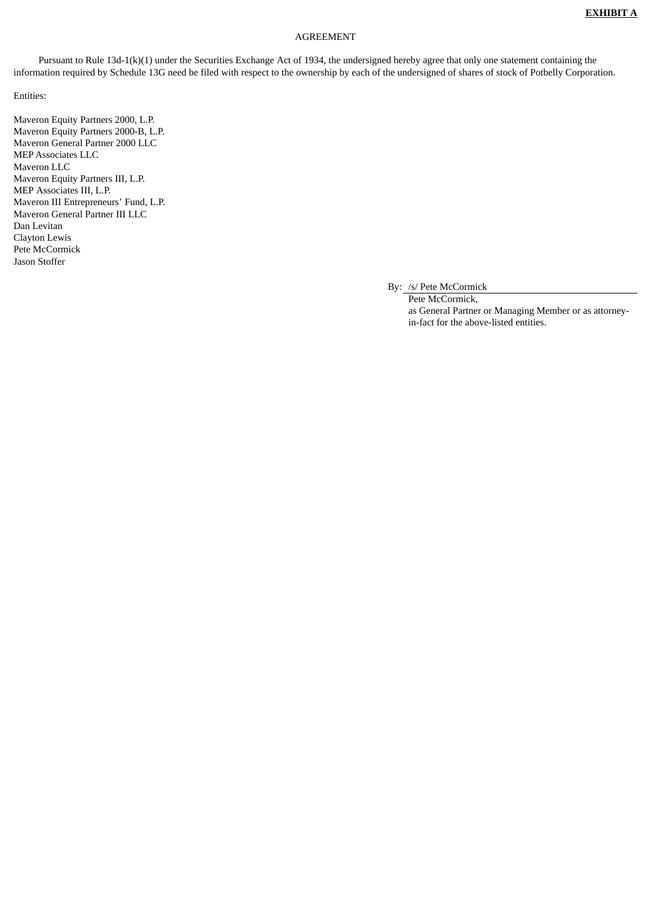**EXHIBIT A**

AGREEMENT

Pursuant to Rule 13d-1(k)(1) under the Securities Exchange Act of 1934, the undersigned hereby agree that only one statement containing the information required by Schedule 13G need be filed with respect to the ownership by each of the undersigned of shares of stock of Potbelly Corporation.

Entities:

Maveron Equity Partners 2000, L.P.
Maveron Equity Partners 2000-B, L.P.
Maveron General Partner 2000 LLC
MEP Associates LLC
Maveron LLC
Maveron Equity Partners III, L.P.
MEP Associates III, L.P.
Maveron III Entrepreneurs' Fund, L.P.
Maveron General Partner III LLC
Dan Levitan
Clayton Lewis
Pete McCormick
Jason Stoffer

By: /s/ Pete McCormick
Pete McCormick,
as General Partner or Managing Member or as attorney-in-fact for the above-listed entities.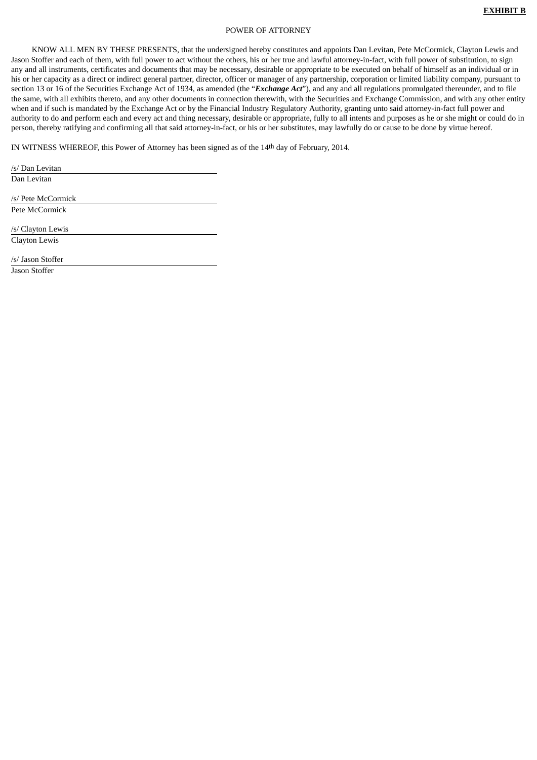**EXHIBIT B**

POWER OF ATTORNEY

KNOW ALL MEN BY THESE PRESENTS, that the undersigned hereby constitutes and appoints Dan Levitan, Pete McCormick, Clayton Lewis and Jason Stoffer and each of them, with full power to act without the others, his or her true and lawful attorney-in-fact, with full power of substitution, to sign any and all instruments, certificates and documents that may be necessary, desirable or appropriate to be executed on behalf of himself as an individual or in his or her capacity as a direct or indirect general partner, director, officer or manager of any partnership, corporation or limited liability company, pursuant to section 13 or 16 of the Securities Exchange Act of 1934, as amended (the "***Exchange Act***"), and any and all regulations promulgated thereunder, and to file the same, with all exhibits thereto, and any other documents in connection therewith, with the Securities and Exchange Commission, and with any other entity when and if such is mandated by the Exchange Act or by the Financial Industry Regulatory Authority, granting unto said attorney-in-fact full power and authority to do and perform each and every act and thing necessary, desirable or appropriate, fully to all intents and purposes as he or she might or could do in person, thereby ratifying and confirming all that said attorney-in-fact, or his or her substitutes, may lawfully do or cause to be done by virtue hereof.

IN WITNESS WHEREOF, this Power of Attorney has been signed as of the 14th day of February, 2014.

/s/ Dan Levitan
Dan Levitan

/s/ Pete McCormick
Pete McCormick

/s/ Clayton Lewis
Clayton Lewis

/s/ Jason Stoffer
Jason Stoffer